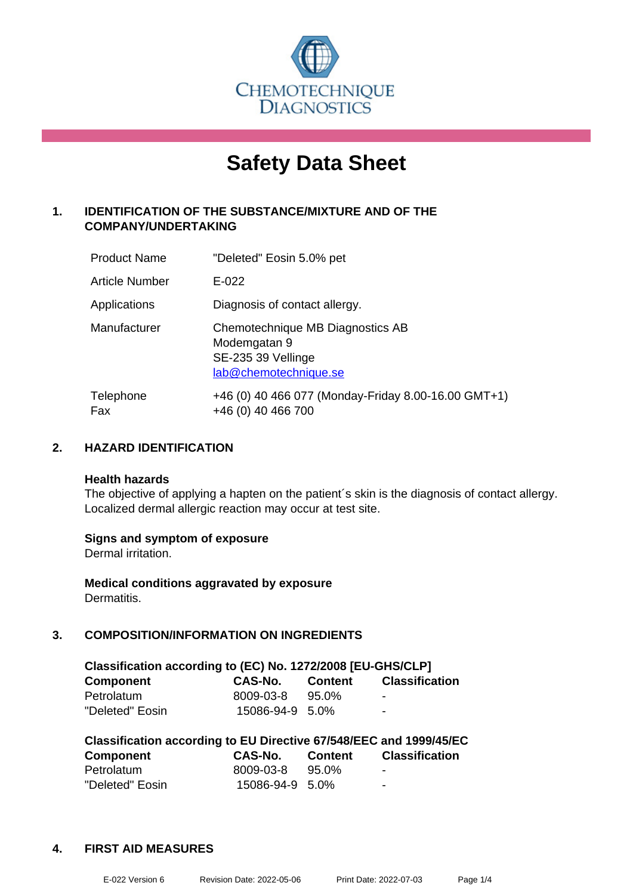CHEMOTECHNIQUE DIAGNOSTICS

# Safety Data Sheet

## 1. IDENTIFICATION OF THE SUBSTANCE/MIXTURE AND OF THE COMPANY/UNDERTAKING

| | |
|---|---|
| Product Name | "Deleted" Eosin 5.0% pet |
| Article Number | E-022 |
| Applications | Diagnosis of contact allergy. |
| Manufacturer | Chemotechnique MB Diagnostics AB<br>Modemgatan 9<br>SE-235 39 Vellinge<br>lab@chemotechnique.se |
| Telephone<br>Fax | +46 (0) 40 466 077 (Monday-Friday 8.00-16.00 GMT+1)<br>+46 (0) 40 466 700 |

## 2. HAZARD IDENTIFICATION

**Health hazards**
The objective of applying a hapten on the patient´s skin is the diagnosis of contact allergy. Localized dermal allergic reaction may occur at test site.

**Signs and symptom of exposure**
Dermal irritation.

**Medical conditions aggravated by exposure**
Dermatitis.

## 3. COMPOSITION/INFORMATION ON INGREDIENTS

**Classification according to (EC) No. 1272/2008 [EU-GHS/CLP]**

| Component | CAS-No. | Content | Classification |
|---|---|---|---|
| Petrolatum | 8009-03-8 | 95.0% | - |
| "Deleted" Eosin | 15086-94-9 | 5.0% | - |

**Classification according to EU Directive 67/548/EEC and 1999/45/EC**

| Component | CAS-No. | Content | Classification |
|---|---|---|---|
| Petrolatum | 8009-03-8 | 95.0% | - |
| "Deleted" Eosin | 15086-94-9 | 5.0% | - |

## 4. FIRST AID MEASURES

E-022 Version 6 Revision Date: 2022-05-06 Print Date: 2022-07-03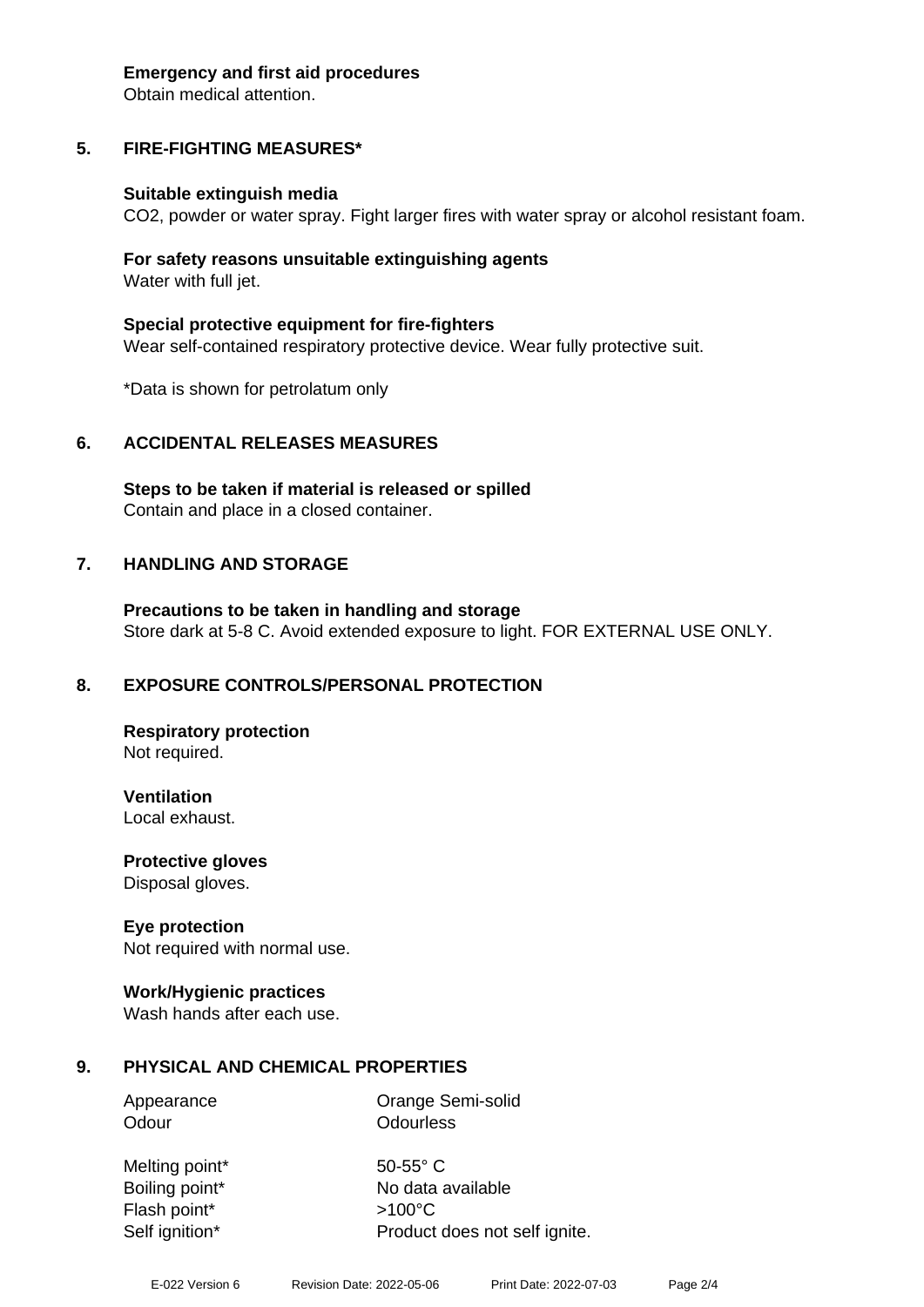**Emergency and first aid procedures**
Obtain medical attention.

## 5. FIRE-FIGHTING MEASURES*

**Suitable extinguish media**
$CO_2$, powder or water spray. Fight larger fires with water spray or alcohol resistant foam.

**For safety reasons unsuitable extinguishing agents**
Water with full jet.

**Special protective equipment for fire-fighters**
Wear self-contained respiratory protective device. Wear fully protective suit.

*Data is shown for petrolatum only

## 6. ACCIDENTAL RELEASES MEASURES

**Steps to be taken if material is released or spilled**
Contain and place in a closed container.

## 7. HANDLING AND STORAGE

**Precautions to be taken in handling and storage**
Store dark at 5-8 C. Avoid extended exposure to light. FOR EXTERNAL USE ONLY.

## 8. EXPOSURE CONTROLS/PERSONAL PROTECTION

**Respiratory protection**
Not required.

**Ventilation**
Local exhaust.

**Protective gloves**
Disposal gloves.

**Eye protection**
Not required with normal use.

**Work/Hygienic practices**
Wash hands after each use.

## 9. PHYSICAL AND CHEMICAL PROPERTIES

| | |
|---|---|
| Appearance | Orange Semi-solid |
| Odour | Odourless |
| Melting point* | 50-55° C |
| Boiling point* | No data available |
| Flash point* | >100°C |
| Self ignition* | Product does not self ignite. |

E-022 Version 6 Revision Date: 2022-05-06 Print Date: 2022-07-03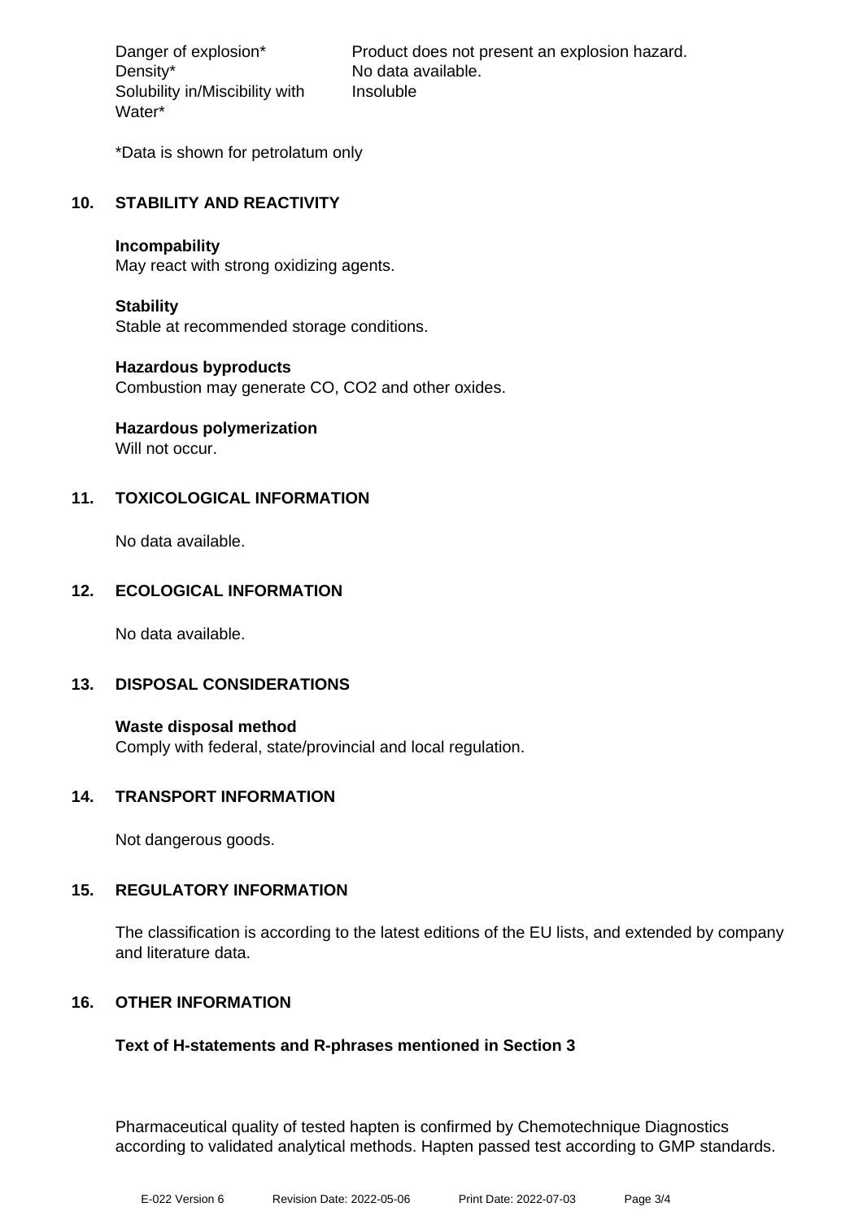| | |
|---|---|
| Danger of explosion* | Product does not present an explosion hazard. |
| Density* | No data available. |
| Solubility in/Miscibility with Water* | Insoluble |

*Data is shown for petrolatum only

## 10. STABILITY AND REACTIVITY

**Incompability**
May react with strong oxidizing agents.

**Stability**
Stable at recommended storage conditions.

**Hazardous byproducts**
Combustion may generate CO, $CO_2$ and other oxides.

**Hazardous polymerization**
Will not occur.

## 11. TOXICOLOGICAL INFORMATION

No data available.

## 12. ECOLOGICAL INFORMATION

No data available.

## 13. DISPOSAL CONSIDERATIONS

**Waste disposal method**
Comply with federal, state/provincial and local regulation.

## 14. TRANSPORT INFORMATION

Not dangerous goods.

## 15. REGULATORY INFORMATION

The classification is according to the latest editions of the EU lists, and extended by company and literature data.

## 16. OTHER INFORMATION

**Text of H-statements and R-phrases mentioned in Section 3**

Pharmaceutical quality of tested hapten is confirmed by Chemotechnique Diagnostics according to validated analytical methods. Hapten passed test according to GMP standards.

E-022 Version 6 Revision Date: 2022-05-06 Print Date: 2022-07-03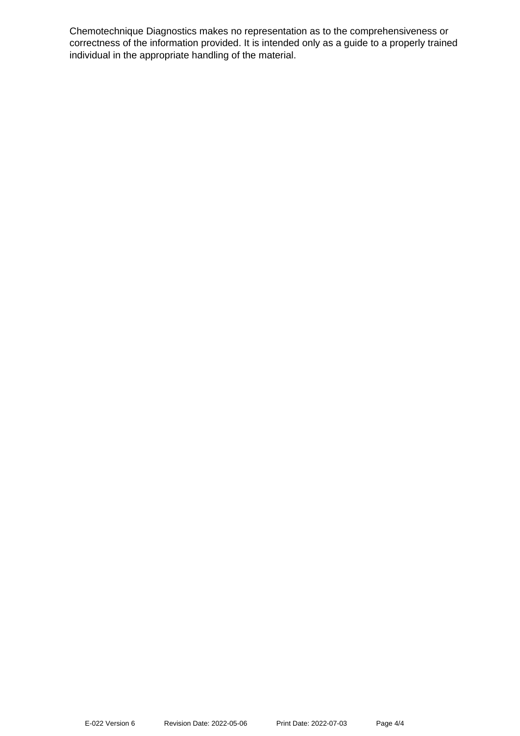Chemotechnique Diagnostics makes no representation as to the comprehensiveness or correctness of the information provided. It is intended only as a guide to a properly trained individual in the appropriate handling of the material.